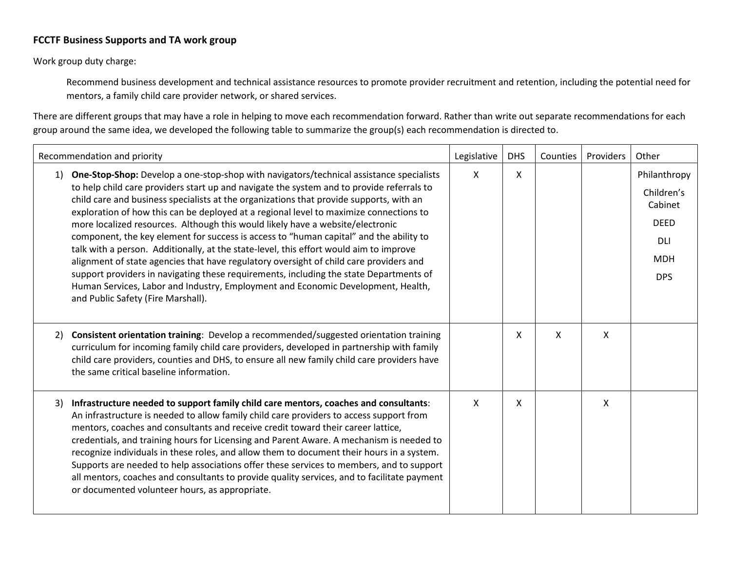**FCCTF Business Supports and TA work group**

Work group duty charge:

> Recommend business development and technical assistance resources to promote provider recruitment and retention, including the potential need for mentors, a family child care provider network, or shared services.

There are different groups that may have a role in helping to move each recommendation forward. Rather than write out separate recommendations for each group around the same idea, we developed the following table to summarize the group(s) each recommendation is directed to.

| Recommendation and priority | Legislative | DHS | Counties | Providers | Other |
|---|---|---|---|---|---|
| 1) **One-Stop-Shop:** Develop a one-stop-shop with navigators/technical assistance specialists to help child care providers start up and navigate the system and to provide referrals to child care and business specialists at the organizations that provide supports, with an exploration of how this can be deployed at a regional level to maximize connections to more localized resources. Although this would likely have a website/electronic component, the key element for success is access to "human capital" and the ability to talk with a person. Additionally, at the state-level, this effort would aim to improve alignment of state agencies that have regulatory oversight of child care providers and support providers in navigating these requirements, including the state Departments of Human Services, Labor and Industry, Employment and Economic Development, Health, and Public Safety (Fire Marshall). | X | X | | | Philanthropy<br>Children's Cabinet<br>DEED<br>DLI<br>MDH<br>DPS |
| 2) **Consistent orientation training**: Develop a recommended/suggested orientation training curriculum for incoming family child care providers, developed in partnership with family child care providers, counties and DHS, to ensure all new family child care providers have the same critical baseline information. | | X | X | X | |
| 3) **Infrastructure needed to support family child care mentors, coaches and consultants**: An infrastructure is needed to allow family child care providers to access support from mentors, coaches and consultants and receive credit toward their career lattice, credentials, and training hours for Licensing and Parent Aware. A mechanism is needed to recognize individuals in these roles, and allow them to document their hours in a system. Supports are needed to help associations offer these services to members, and to support all mentors, coaches and consultants to provide quality services, and to facilitate payment or documented volunteer hours, as appropriate. | X | X | | X | |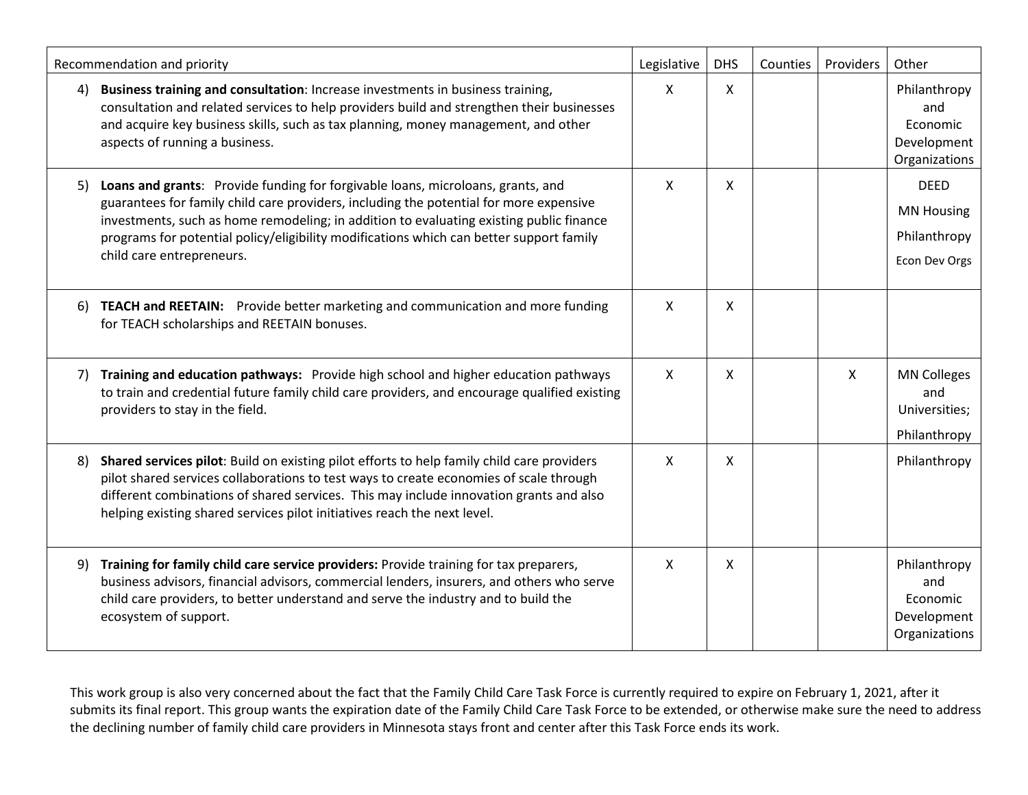| Recommendation and priority | Legislative | DHS | Counties | Providers | Other |
|---|---|---|---|---|---|
| 4) **Business training and consultation**: Increase investments in business training, consultation and related services to help providers build and strengthen their businesses and acquire key business skills, such as tax planning, money management, and other aspects of running a business. | X | X | | | Philanthropy and Economic Development Organizations |
| 5) **Loans and grants**: Provide funding for forgivable loans, microloans, grants, and guarantees for family child care providers, including the potential for more expensive investments, such as home remodeling; in addition to evaluating existing public finance programs for potential policy/eligibility modifications which can better support family child care entrepreneurs. | X | X | | | DEED<br>MN Housing<br>Philanthropy<br>Econ Dev Orgs |
| 6) **TEACH and REETAIN:** Provide better marketing and communication and more funding for TEACH scholarships and REETAIN bonuses. | X | X | | | |
| 7) **Training and education pathways:** Provide high school and higher education pathways to train and credential future family child care providers, and encourage qualified existing providers to stay in the field. | X | X | | X | MN Colleges and Universities;<br>Philanthropy |
| 8) **Shared services pilot**: Build on existing pilot efforts to help family child care providers pilot shared services collaborations to test ways to create economies of scale through different combinations of shared services. This may include innovation grants and also helping existing shared services pilot initiatives reach the next level. | X | X | | | Philanthropy |
| 9) **Training for family child care service providers:** Provide training for tax preparers, business advisors, financial advisors, commercial lenders, insurers, and others who serve child care providers, to better understand and serve the industry and to build the ecosystem of support. | X | X | | | Philanthropy and Economic Development Organizations |

This work group is also very concerned about the fact that the Family Child Care Task Force is currently required to expire on February 1, 2021, after it submits its final report. This group wants the expiration date of the Family Child Care Task Force to be extended, or otherwise make sure the need to address the declining number of family child care providers in Minnesota stays front and center after this Task Force ends its work.